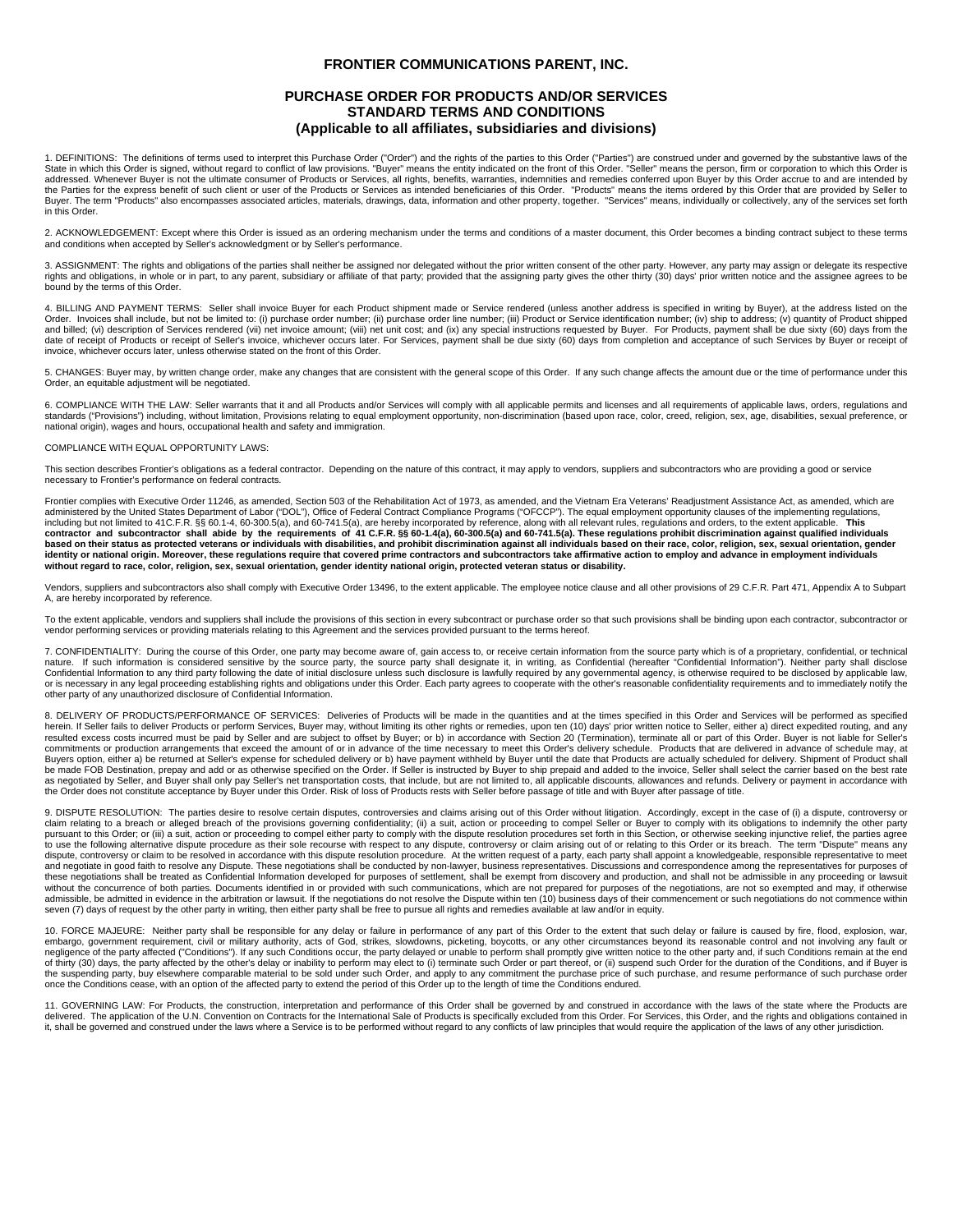# FRONTIER COMMUNICATIONS PARENT, INC.

## PURCHASE ORDER FOR PRODUCTS AND/OR SERVICES
## STANDARD TERMS AND CONDITIONS
## (Applicable to all affiliates, subsidiaries and divisions)

1. DEFINITIONS: The definitions of terms used to interpret this Purchase Order ("Order") and the rights of the parties to this Order ("Parties") are construed under and governed by the substantive laws of the State in which this Order is signed, without regard to conflict of law provisions. "Buyer" means the entity indicated on the front of this Order. "Seller" means the person, firm or corporation to which this Order is addressed. Whenever Buyer is not the ultimate consumer of Products or Services, all rights, benefits, warranties, indemnities and remedies conferred upon Buyer by this Order accrue to and are intended by the Parties for the express benefit of such client or user of the Products or Services as intended beneficiaries of this Order. "Products" means the items ordered by this Order that are provided by Seller to Buyer. The term "Products" also encompasses associated articles, materials, drawings, data, information and other property, together. "Services" means, individually or collectively, any of the services set forth in this Order.

2. ACKNOWLEDGEMENT: Except where this Order is issued as an ordering mechanism under the terms and conditions of a master document, this Order becomes a binding contract subject to these terms and conditions when accepted by Seller's acknowledgment or by Seller's performance.

3. ASSIGNMENT: The rights and obligations of the parties shall neither be assigned nor delegated without the prior written consent of the other party. However, any party may assign or delegate its respective rights and obligations, in whole or in part, to any parent, subsidiary or affiliate of that party; provided that the assigning party gives the other thirty (30) days' prior written notice and the assignee agrees to be bound by the terms of this Order.

4. BILLING AND PAYMENT TERMS: Seller shall invoice Buyer for each Product shipment made or Service rendered (unless another address is specified in writing by Buyer), at the address listed on the Order. Invoices shall include, but not be limited to: (i) purchase order number; (ii) purchase order line number; (iii) Product or Service identification number; (iv) ship to address; (v) quantity of Product shipped and billed; (vi) description of Services rendered (vii) net invoice amount; (viii) net unit cost; and (ix) any special instructions requested by Buyer. For Products, payment shall be due sixty (60) days from the date of receipt of Products or receipt of Seller's invoice, whichever occurs later. For Services, payment shall be due sixty (60) days from completion and acceptance of such Services by Buyer or receipt of invoice, whichever occurs later, unless otherwise stated on the front of this Order.

5. CHANGES: Buyer may, by written change order, make any changes that are consistent with the general scope of this Order. If any such change affects the amount due or the time of performance under this Order, an equitable adjustment will be negotiated.

6. COMPLIANCE WITH THE LAW: Seller warrants that it and all Products and/or Services will comply with all applicable permits and licenses and all requirements of applicable laws, orders, regulations and standards ("Provisions") including, without limitation, Provisions relating to equal employment opportunity, non-discrimination (based upon race, color, creed, religion, sex, age, disabilities, sexual preference, or national origin), wages and hours, occupational health and safety and immigration.

COMPLIANCE WITH EQUAL OPPORTUNITY LAWS:

This section describes Frontier's obligations as a federal contractor. Depending on the nature of this contract, it may apply to vendors, suppliers and subcontractors who are providing a good or service necessary to Frontier's performance on federal contracts.

Frontier complies with Executive Order 11246, as amended, Section 503 of the Rehabilitation Act of 1973, as amended, and the Vietnam Era Veterans' Readjustment Assistance Act, as amended, which are administered by the United States Department of Labor ("DOL"), Office of Federal Contract Compliance Programs ("OFCCP"). The equal employment opportunity clauses of the implementing regulations, including but not limited to 41C.F.R. §§ 60.1-4, 60-300.5(a), and 60-741.5(a), are hereby incorporated by reference, along with all relevant rules, regulations and orders, to the extent applicable. **This contractor and subcontractor shall abide by the requirements of 41 C.F.R. §§ 60-1.4(a), 60-300.5(a) and 60-741.5(a). These regulations prohibit discrimination against qualified individuals based on their status as protected veterans or individuals with disabilities, and prohibit discrimination against all individuals based on their race, color, religion, sex, sexual orientation, gender identity or national origin. Moreover, these regulations require that covered prime contractors and subcontractors take affirmative action to employ and advance in employment individuals without regard to race, color, religion, sex, sexual orientation, gender identity national origin, protected veteran status or disability.**

Vendors, suppliers and subcontractors also shall comply with Executive Order 13496, to the extent applicable. The employee notice clause and all other provisions of 29 C.F.R. Part 471, Appendix A to Subpart A, are hereby incorporated by reference.

To the extent applicable, vendors and suppliers shall include the provisions of this section in every subcontract or purchase order so that such provisions shall be binding upon each contractor, subcontractor or vendor performing services or providing materials relating to this Agreement and the services provided pursuant to the terms hereof.

7. CONFIDENTIALITY: During the course of this Order, one party may become aware of, gain access to, or receive certain information from the source party which is of a proprietary, confidential, or technical nature. If such information is considered sensitive by the source party, the source party shall designate it, in writing, as Confidential (hereafter "Confidential Information"). Neither party shall disclose Confidential Information to any third party following the date of initial disclosure unless such disclosure is lawfully required by any governmental agency, is otherwise required to be disclosed by applicable law, or is necessary in any legal proceeding establishing rights and obligations under this Order. Each party agrees to cooperate with the other's reasonable confidentiality requirements and to immediately notify the other party of any unauthorized disclosure of Confidential Information.

8. DELIVERY OF PRODUCTS/PERFORMANCE OF SERVICES: Deliveries of Products will be made in the quantities and at the times specified in this Order and Services will be performed as specified herein. If Seller fails to deliver Products or perform Services, Buyer may, without limiting its other rights or remedies, upon ten (10) days' prior written notice to Seller, either a) direct expedited routing, and any resulted excess costs incurred must be paid by Seller and are subject to offset by Buyer; or b) in accordance with Section 20 (Termination), terminate all or part of this Order. Buyer is not liable for Seller's commitments or production arrangements that exceed the amount of or in advance of the time necessary to meet this Order's delivery schedule. Products that are delivered in advance of schedule may, at Buyers option, either a) be returned at Seller's expense for scheduled delivery or b) have payment withheld by Buyer until the date that Products are actually scheduled for delivery. Shipment of Product shall be made FOB Destination, prepay and add or as otherwise specified on the Order. If Seller is instructed by Buyer to ship prepaid and added to the invoice, Seller shall select the carrier based on the best rate as negotiated by Seller, and Buyer shall only pay Seller's net transportation costs, that include, but are not limited to, all applicable discounts, allowances and refunds. Delivery or payment in accordance with the Order does not constitute acceptance by Buyer under this Order. Risk of loss of Products rests with Seller before passage of title and with Buyer after passage of title.

9. DISPUTE RESOLUTION: The parties desire to resolve certain disputes, controversies and claims arising out of this Order without litigation. Accordingly, except in the case of (i) a dispute, controversy or claim relating to a breach or alleged breach of the provisions governing confidentiality; (ii) a suit, action or proceeding to compel Seller or Buyer to comply with its obligations to indemnify the other party pursuant to this Order; or (iii) a suit, action or proceeding to compel either party to comply with the dispute resolution procedures set forth in this Section, or otherwise seeking injunctive relief, the parties agree to use the following alternative dispute procedure as their sole recourse with respect to any dispute, controversy or claim arising out of or relating to this Order or its breach. The term "Dispute" means any dispute, controversy or claim to be resolved in accordance with this dispute resolution procedure. At the written request of a party, each party shall appoint a knowledgeable, responsible representative to meet and negotiate in good faith to resolve any Dispute. These negotiations shall be conducted by non-lawyer, business representatives. Discussions and correspondence among the representatives for purposes of these negotiations shall be treated as Confidential Information developed for purposes of settlement, shall be exempt from discovery and production, and shall not be admissible in any proceeding or lawsuit without the concurrence of both parties. Documents identified in or provided with such communications, which are not prepared for purposes of the negotiations, are not so exempted and may, if otherwise admissible, be admitted in evidence in the arbitration or lawsuit. If the negotiations do not resolve the Dispute within ten (10) business days of their commencement or such negotiations do not commence within seven (7) days of request by the other party in writing, then either party shall be free to pursue all rights and remedies available at law and/or in equity.

10. FORCE MAJEURE: Neither party shall be responsible for any delay or failure in performance of any part of this Order to the extent that such delay or failure is caused by fire, flood, explosion, war, embargo, government requirement, civil or military authority, acts of God, strikes, slowdowns, picketing, boycotts, or any other circumstances beyond its reasonable control and not involving any fault or negligence of the party affected ("Conditions"). If any such Conditions occur, the party delayed or unable to perform shall promptly give written notice to the other party and, if such Conditions remain at the end of thirty (30) days, the party affected by the other's delay or inability to perform may elect to (i) terminate such Order or part thereof, or (ii) suspend such Order for the duration of the Conditions, and if Buyer is the suspending party, buy elsewhere comparable material to be sold under such Order, and apply to any commitment the purchase price of such purchase, and resume performance of such purchase order once the Conditions cease, with an option of the affected party to extend the period of this Order up to the length of time the Conditions endured.

11. GOVERNING LAW: For Products, the construction, interpretation and performance of this Order shall be governed by and construed in accordance with the laws of the state where the Products are delivered. The application of the U.N. Convention on Contracts for the International Sale of Products is specifically excluded from this Order. For Services, this Order, and the rights and obligations contained in it, shall be governed and construed under the laws where a Service is to be performed without regard to any conflicts of law principles that would require the application of the laws of any other jurisdiction.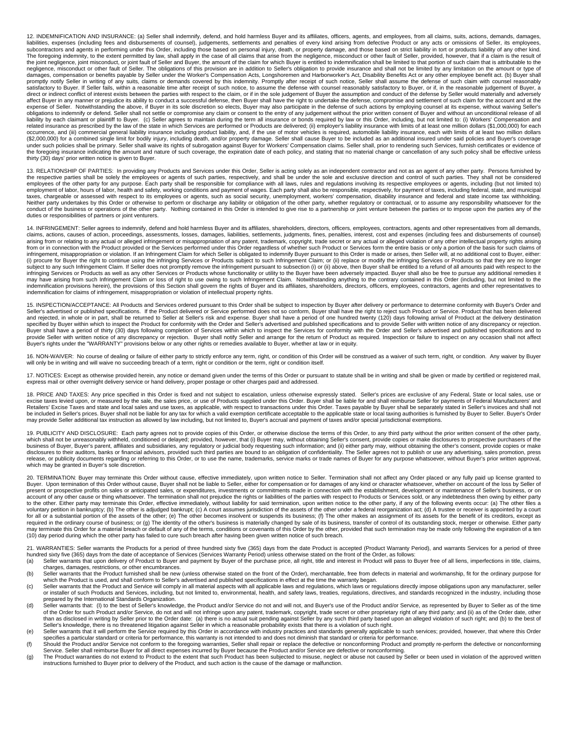12. INDEMNIFICATION AND INSURANCE: (a) Seller shall indemnify, defend, and hold harmless Buyer and its affiliates, officers, agents, and employees, from all claims, suits, actions, demands, damages, liabilities, expenses (including fees and disbursements of counsel), judgements, settlements and penalties of every kind arising from defective Product or any acts or omissions of Seller, its employees, subcontractors and agents in performing under this Order, including those based on personal injury, death, or property damage, and those based on strict liability in tort or products liability of any other kind. The foregoing indemnity, to the extent permitted by law, shall apply in the case of all claims that arise from the negligence, misconduct or other fault of Seller, provided, however, that if a claim is the result of the joint negligence, joint misconduct, or joint fault of Seller and Buyer, the amount of the claim for which Buyer is entitled to indemnification shall be limited to that portion of such claim that is attributable to the negligence, misconduct or other fault of Seller. The obligations of this provision are in addition to Seller's obligation to provide insurance and shall not be limited by any limitation on the amount or type of damages, compensation or benefits payable by Seller under the Worker's Compensation Acts, Longshoremen and Harborworker's Act, Disability Benefits Act or any other employee benefit act. (b) Buyer shall promptly notify Seller in writing of any suits, claims or demands covered by this indemnity. Promptly after receipt of such notice, Seller shall assume the defense of such claim with counsel reasonably satisfactory to Buyer. If Seller fails, within a reasonable time after receipt of such notice, to assume the defense with counsel reasonably satisfactory to Buyer, or if, in the reasonable judgement of Buyer, a direct or indirect conflict of interest exists between the parties with respect to the claim, or if in the sole judgement of Buyer the assumption and conduct of the defense by Seller would materially and adversely affect Buyer in any manner or prejudice its ability to conduct a successful defense, then Buyer shall have the right to undertake the defense, compromise and settlement of such claim for the account and at the expense of Seller. Notwithstanding the above, if Buyer in its sole discretion so elects, Buyer may also participate in the defense of such actions by employing counsel at its expense, without waiving Seller's obligations to indemnify or defend. Seller shall not settle or compromise any claim or consent to the entry of any judgement without the prior written consent of Buyer and without an unconditional release of all liability by each claimant or plaintiff to Buyer. (c) Seller agrees to maintain during the term all insurance or bonds required by law or this Order, including, but not limited to: (i) Workers' Compensation and related insurance as prescribed by the law of the state in which Services are performed or Products are delivered; (ii) employer's liability insurance with limits of at least one million dollars ($1,000,000) for each occurrence, and (iii) commercial general liability insurance including product liability, and, if the use of motor vehicles is required, automobile liability insurance, each with limits of at least two million dollars ($2,000,000) for a combined single limit for bodily injury, including death, and/or property damage. Seller shall cause Buyer to be included as an additional insured under said policies and Buyer's coverage under such policies shall be primary. Seller shall waive its rights of subrogation against Buyer for Workers' Compensation claims. Seller shall, prior to rendering such Services, furnish certificates or evidence of the foregoing insurance indicating the amount and nature of such coverage, the expiration date of each policy, and stating that no material change or cancellation of any such policy shall be effective unless thirty (30) days' prior written notice is given to Buyer.

13. RELATIONSHIP OF PARTIES: In providing any Products and Services under this Order, Seller is acting solely as an independent contractor and not as an agent of any other party. Persons furnished by the respective parties shall be solely the employees or agents of such parties, respectively, and shall be under the sole and exclusive direction and control of such parties. They shall not be considered employees of the other party for any purpose. Each party shall be responsible for compliance with all laws, rules and regulations involving its respective employees or agents, including (but not limited to) employment of labor, hours of labor, health and safety, working conditions and payment of wages. Each party shall also be responsible, respectively, for payment of taxes, including federal, state, and municipal taxes, chargeable or assessed with respect to its employees or agents, such as social security, unemployment, workers' compensation, disability insurance and federal and state income tax withholding. Neither party undertakes by this Order or otherwise to perform or discharge any liability or obligation of the other party, whether regulatory or contractual, or to assume any responsibility whatsoever for the conduct of the business or operations of the other party. Nothing contained in this Order is intended to give rise to a partnership or joint venture between the parties or to impose upon the parties any of the duties or responsibilities of partners or joint venturers.

14. INFRINGEMENT: Seller agrees to indemnify, defend and hold harmless Buyer and its affiliates, shareholders, directors, officers, employees, contractors, agents and other representatives from all demands, claims, actions, causes of action, proceedings, assessments, losses, damages, liabilities, settlements, judgments, fines, penalties, interest, cost and expenses (including fees and disbursements of counsel) arising from or relating to any actual or alleged infringement or misappropriation of any patent, trademark, copyright, trade secret or any actual or alleged violation of any other intellectual property rights arising from or in connection with the Product provided or the Services performed under this Order regardless of whether such Product or Services form the entire basis or only a portion of the basis for such claims of infringement, misappropriation or violation. If an Infringement Claim for which Seller is obligated to indemnify Buyer pursuant to this Order is made or arises, then Seller will, at no additional cost to Buyer, either: (i) procure for Buyer the right to continue using the infringing Services or Products subject to such Infringement Claim; or (ii) replace or modify the infringing Services or Products so that they are no longer subject to any such Infringement Claim. If Seller does not promptly remove the infringement pursuant to subsection (i) or (ii) above, then Buyer shall be entitled to a refund of all amounts paid with respect to the infringing Services or Products as well as any other Services or Products whose functionality or utility to the Buyer have been adversely impacted. Buyer shall also be free to pursue any additional remedies it may have arising from such Infringement Claim or loss of right to use owing to such Infringement Claim. Notwithstanding anything to the contrary contained in this Order (including, but not limited to the indemnification provisions herein), the provisions of this Section shall govern the rights of Buyer and its affiliates, shareholders, directors, officers, employees, contractors, agents and other representatives to indemnification for claims of infringement, misappropriation or violation of intellectual property rights.

15. INSPECTION/ACCEPTANCE: All Products and Services ordered pursuant to this Order shall be subject to inspection by Buyer after delivery or performance to determine conformity with Buyer's Order and Seller's advertised or published specifications. If the Product delivered or Service performed does not so conform, Buyer shall have the right to reject such Product or Service. Product that has been delivered and rejected, in whole or in part, shall be returned to Seller at Seller's risk and expense. Buyer shall have a period of one hundred twenty (120) days following arrival of Product at the delivery destination specified by Buyer within which to inspect the Product for conformity with the Order and Seller's advertised and published specifications and to provide Seller with written notice of any discrepancy or rejection. Buyer shall have a period of thirty (30) days following completion of Services within which to inspect the Services for conformity with the Order and Seller's advertised and published specifications and to provide Seller with written notice of any discrepancy or rejection. Buyer shall notify Seller and arrange for the return of Product as required. Inspection or failure to inspect on any occasion shall not affect Buyer's rights under the "WARRANTY" provisions below or any other rights or remedies available to Buyer, whether at law or in equity.

16. NON-WAIVER: No course of dealing or failure of either party to strictly enforce any term, right, or condition of this Order will be construed as a waiver of such term, right, or condition. Any waiver by Buyer will only be in writing and will waive no succeeding breach of a term, right or condition or the term, right or condition itself.

17. NOTICES: Except as otherwise provided herein, any notice or demand given under the terms of this Order or pursuant to statute shall be in writing and shall be given or made by certified or registered mail, express mail or other overnight delivery service or hand delivery, proper postage or other charges paid and addressed.

18. PRICE AND TAXES: Any price specified in this Order is fixed and not subject to escalation, unless otherwise expressly stated. Seller's prices are exclusive of any Federal, State or local sales, use or excise taxes levied upon, or measured by the sale, the sales price, or use of Products supplied under this Order. Buyer shall be liable for and shall reimburse Seller for payments of Federal Manufacturers' and Retailers' Excise Taxes and state and local sales and use taxes, as applicable, with respect to transactions under this Order. Taxes payable by Buyer shall be separately stated in Seller's invoices and shall not be included in Seller's prices. Buyer shall not be liable for any tax for which a valid exemption certificate acceptable to the applicable state or local taxing authorities is furnished by Buyer to Seller. Buyer's Order may provide Seller additional tax instruction as allowed by law including, but not limited to, Buyer's accrual and payment of taxes and/or special jurisdictional exemptions.

19. PUBLICITY AND DISCLOSURE: Each party agrees not to provide copies of this Order, or otherwise disclose the terms of this Order, to any third party without the prior written consent of the other party, which shall not be unreasonably withheld, conditioned or delayed; provided, however, that (i) Buyer may, without obtaining Seller's consent, provide copies or make disclosures to prospective purchasers of the business of Buyer, Buyer's parent, affiliates and subsidiaries, any regulatory or judicial body requesting such information; and (ii) either party may, without obtaining the other's consent, provide copies or make disclosures to their auditors, banks or financial advisors, provided such third parties are bound to an obligation of confidentiality. The Seller agrees not to publish or use any advertising, sales promotion, press release, or publicity documents regarding or referring to this Order, or to use the name, trademarks, service marks or trade names of Buyer for any purpose whatsoever, without Buyer's prior written approval, which may be granted in Buyer's sole discretion.

20. TERMINATION: Buyer may terminate this Order without cause, effective immediately, upon written notice to Seller. Termination shall not affect any Order placed or any fully paid up license granted to Buyer. Upon termination of this Order without cause, Buyer shall not be liable to Seller, either for compensation or for damages of any kind or character whatsoever, whether on account of the loss by Seller of present or prospective profits on sales or anticipated sales, or expenditures, investments or commitments made in connection with the establishment, development or maintenance of Seller's business, or on account of any other cause or thing whatsoever. The termination shall not prejudice the rights or liabilities of the parties with respect to Products or Services sold, or any indebtedness then owing by either party to the other. Either party may terminate this Order, effective immediately, without liability for said termination, upon written notice to the other party, if any of the following events occur: (a) The other files a voluntary petition in bankruptcy; (b) The other is adjudged bankrupt; (c) A court assumes jurisdiction of the assets of the other under a federal reorganization act; (d) A trustee or receiver is appointed by a court for all or a substantial portion of the assets of the other; (e) The other becomes insolvent or suspends its business; (f) The other makes an assignment of its assets for the benefit of its creditors, except as required in the ordinary course of business; or (g) The identity of the other's business is materially changed by sale of its business, transfer of control of its outstanding stock, merger or otherwise. Either party may terminate this Order for a material breach or default of any of the terms, conditions or covenants of this Order by the other, provided that such termination may be made only following the expiration of a ten (10) day period during which the other party has failed to cure such breach after having been given written notice of such breach.

21. WARRANTIES: Seller warrants the Products for a period of three hundred sixty five (365) days from the date Product is accepted (Product Warranty Period), and warrants Services for a period of three hundred sixty five (365) days from the date of acceptance of Services (Services Warranty Period) unless otherwise stated on the front of the Order, as follows:

(a) Seller warrants that upon delivery of Product to Buyer and payment by Buyer of the purchase price, all right, title and interest in Product will pass to Buyer free of all liens, imperfections in title, claims, charges, damages, restrictions, or other encumbrances.

(b) Seller warrants that the Product furnished shall be new (unless otherwise stated on the front of the Order), merchantable, free from defects in material and workmanship, fit for the ordinary purpose for which the Product is used, and shall conform to Seller's advertised and published specifications in effect at the time the warranty began.

(c) Seller warrants that the Product and Service will comply in all material aspects with all applicable laws and regulations, which laws or regulations directly impose obligations upon any manufacturer, seller or installer of such Products and Services, including, but not limited to, environmental, health, and safety laws, treaties, regulations, directives, and standards recognized in the industry, including those prepared by the International Standards Organization.

(d) Seller warrants that: (I) to the best of Seller's knowledge, the Product and/or Service do not and will not, and Buyer's use of the Product and/or Service, as represented by Buyer to Seller as of the time of the Order for such Product and/or Service, do not and will not infringe upon any patent, trademark, copyright, trade secret or other proprietary right of any third party; and (ii) as of the Order date, other than as disclosed in writing by Seller prior to the Order date: (a) there is no actual suit pending against Seller by any such third party based upon an alleged violation of such right; and (b) to the best of Seller's knowledge, there is no threatened litigation against Seller in which a reasonable probability exists that there is a violation of such right.

(e) Seller warrants that it will perform the Service required by this Order in accordance with industry practices and standards generally applicable to such services; provided, however, that where this Order specifies a particular standard or criteria for performance, this warranty is not intended to and does not diminish that standard or criteria for performance.

(f) Should the Product and/or Service not conform to the foregoing warranties, Seller shall repair or replace the defective or nonconforming Product and promptly re-perform the defective or nonconforming Service. Seller shall reimburse Buyer for all direct expenses incurred by Buyer because the Product and/or Service are defective or nonconforming.

(g) The Product warranties do not extend to Product to the extent that such Product has been subjected to misuse, neglect or abuse not caused by Seller or been used in violation of the approved written instructions furnished to Buyer prior to delivery of the Product, and such action is the cause of the damage or malfunction.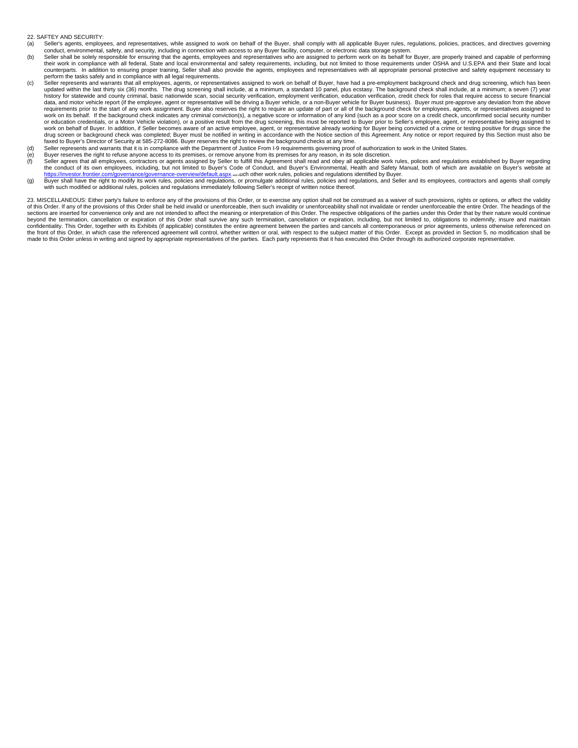22. SAFTEY AND SECURITY:

(a) Seller's agents, employees, and representatives, while assigned to work on behalf of the Buyer, shall comply with all applicable Buyer rules, regulations, policies, practices, and directives governing conduct, environmental, safety, and security, including in connection with access to any Buyer facility, computer, or electronic data storage system.

(b) Seller shall be solely responsible for ensuring that the agents, employees and representatives who are assigned to perform work on its behalf for Buyer, are properly trained and capable of performing their work in compliance with all federal, State and local environmental and safety requirements, including, but not limited to those requirements under OSHA and U.S.EPA and their State and local counterparts. In addition to ensuring proper training, Seller shall also provide the agents, employees and representatives with all appropriate personal protective and safety equipment necessary to perform the tasks safely and in compliance with all legal requirements.

(c) Seller represents and warrants that all employees, agents, or representatives assigned to work on behalf of Buyer, have had a pre-employment background check and drug screening, which has been updated within the last thirty six (36) months. The drug screening shall include, at a minimum, a standard 10 panel, plus ecstasy. The background check shall include, at a minimum; a seven (7) year history for statewide and county criminal, basic nationwide scan, social security verification, employment verification, education verification, credit check for roles that require access to secure financial data, and motor vehicle report (if the employee, agent or representative will be driving a Buyer vehicle, or a non-Buyer vehicle for Buyer business). Buyer must pre-approve any deviation from the above requirements prior to the start of any work assignment. Buyer also reserves the right to require an update of part or all of the background check for employees, agents, or representatives assigned to work on its behalf. If the background check indicates any criminal conviction(s), a negative score or information of any kind (such as a poor score on a credit check, unconfirmed social security number or education credentials, or a Motor Vehicle violation), or a positive result from the drug screening, this must be reported to Buyer prior to Seller's employee, agent, or representative being assigned to work on behalf of Buyer. In addition, if Seller becomes aware of an active employee, agent, or representative already working for Buyer being convicted of a crime or testing positive for drugs since the drug screen or background check was completed; Buyer must be notified in writing in accordance with the Notice section of this Agreement. Any notice or report required by this Section must also be faxed to Buyer's Director of Security at 585-272-8086. Buyer reserves the right to review the background checks at any time.

(d) Seller represents and warrants that it is in compliance with the Department of Justice From I-9 requirements governing proof of authorization to work in the United States.

(e) Buyer reserves the right to refuse anyone access to its premises, or remove anyone from its premises for any reason, in its sole discretion.

(f) Seller agrees that all employees, contractors or agents assigned by Seller to fulfill this Agreement shall read and obey all applicable work rules, polices and regulations established by Buyer regarding the conduct of its own employees, including, but not limited to Buyer's Code of Conduct, and Buyer's Environmental, Health and Safety Manual, both of which are available on Buyer's website at https://investor.frontier.com/governance/governance-overview/default.aspx and such other work rules, policies and regulations identified by Buyer.

(g) Buyer shall have the right to modify its work rules, policies and regulations, or promulgate additional rules, policies and regulations, and Seller and its employees, contractors and agents shall comply with such modified or additional rules, policies and regulations immediately following Seller's receipt of written notice thereof.

23. MISCELLANEOUS: Either party's failure to enforce any of the provisions of this Order, or to exercise any option shall not be construed as a waiver of such provisions, rights or options, or affect the validity of this Order. If any of the provisions of this Order shall be held invalid or unenforceable, then such invalidity or unenforceability shall not invalidate or render unenforceable the entire Order. The headings of the sections are inserted for convenience only and are not intended to affect the meaning or interpretation of this Order. The respective obligations of the parties under this Order that by their nature would continue beyond the termination, cancellation or expiration of this Order shall survive any such termination, cancellation or expiration, including, but not limited to, obligations to indemnify, insure and maintain confidentiality. This Order, together with its Exhibits (if applicable) constitutes the entire agreement between the parties and cancels all contemporaneous or prior agreements, unless otherwise referenced on the front of this Order, in which case the referenced agreement will control, whether written or oral, with respect to the subject matter of this Order. Except as provided in Section 5, no modification shall be made to this Order unless in writing and signed by appropriate representatives of the parties. Each party represents that it has executed this Order through its authorized corporate representative.